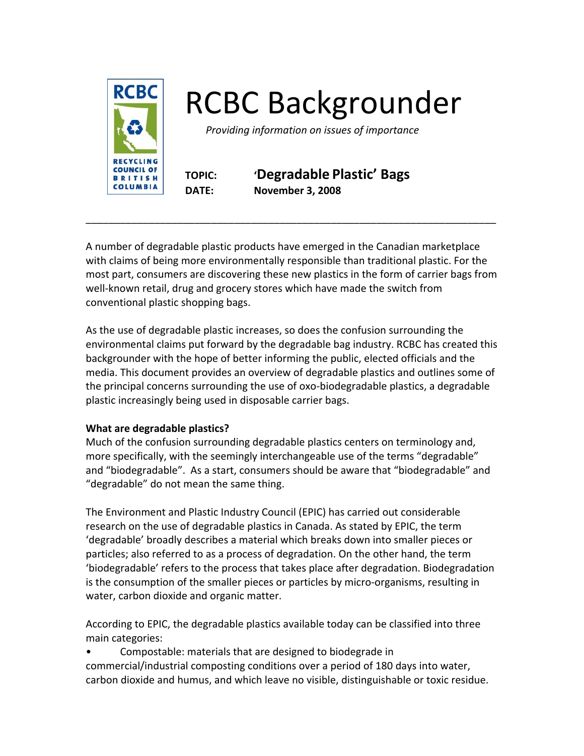# RCBC Backgrounder

*Providing information on issues of importance*

**TOPIC:** **'Degradable Plastic' Bags**

**DATE:** **November 3, 2008**

---

A number of degradable plastic products have emerged in the Canadian marketplace with claims of being more environmentally responsible than traditional plastic. For the most part, consumers are discovering these new plastics in the form of carrier bags from well-known retail, drug and grocery stores which have made the switch from conventional plastic shopping bags.

As the use of degradable plastic increases, so does the confusion surrounding the environmental claims put forward by the degradable bag industry. RCBC has created this backgrounder with the hope of better informing the public, elected officials and the media. This document provides an overview of degradable plastics and outlines some of the principal concerns surrounding the use of oxo-biodegradable plastics, a degradable plastic increasingly being used in disposable carrier bags.

**What are degradable plastics?**

Much of the confusion surrounding degradable plastics centers on terminology and, more specifically, with the seemingly interchangeable use of the terms "degradable" and "biodegradable". As a start, consumers should be aware that "biodegradable" and "degradable" do not mean the same thing.

The Environment and Plastic Industry Council (EPIC) has carried out considerable research on the use of degradable plastics in Canada. As stated by EPIC, the term 'degradable' broadly describes a material which breaks down into smaller pieces or particles; also referred to as a process of degradation. On the other hand, the term 'biodegradable' refers to the process that takes place after degradation. Biodegradation is the consumption of the smaller pieces or particles by micro-organisms, resulting in water, carbon dioxide and organic matter.

According to EPIC, the degradable plastics available today can be classified into three main categories:

- Compostable: materials that are designed to biodegrade in commercial/industrial composting conditions over a period of 180 days into water, carbon dioxide and humus, and which leave no visible, distinguishable or toxic residue.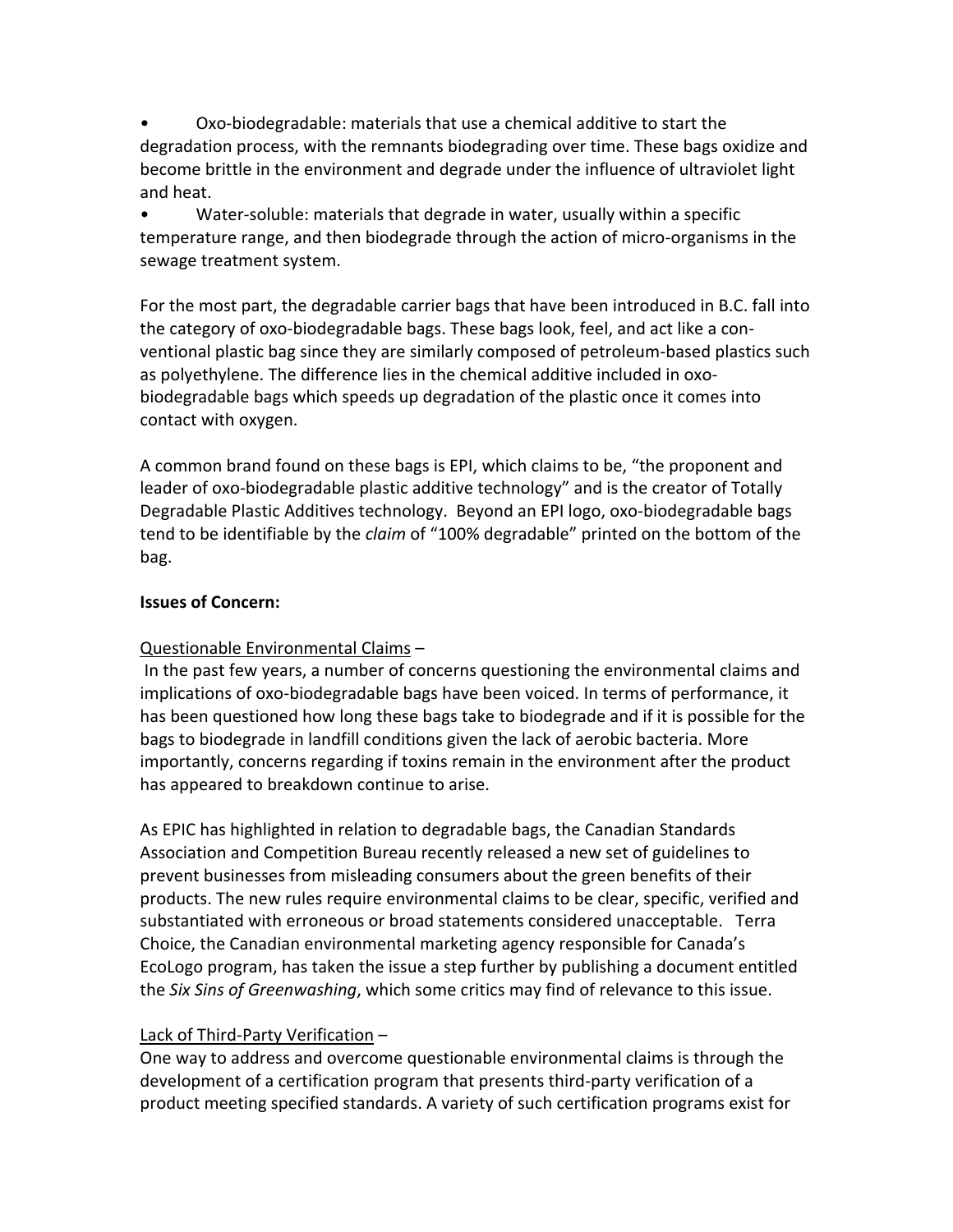- Oxo-biodegradable: materials that use a chemical additive to start the degradation process, with the remnants biodegrading over time. These bags oxidize and become brittle in the environment and degrade under the influence of ultraviolet light and heat.
- Water-soluble: materials that degrade in water, usually within a specific temperature range, and then biodegrade through the action of micro-organisms in the sewage treatment system.

For the most part, the degradable carrier bags that have been introduced in B.C. fall into the category of oxo-biodegradable bags. These bags look, feel, and act like a conventional plastic bag since they are similarly composed of petroleum-based plastics such as polyethylene. The difference lies in the chemical additive included in oxo-biodegradable bags which speeds up degradation of the plastic once it comes into contact with oxygen.

A common brand found on these bags is EPI, which claims to be, "the proponent and leader of oxo-biodegradable plastic additive technology" and is the creator of Totally Degradable Plastic Additives technology. Beyond an EPI logo, oxo-biodegradable bags tend to be identifiable by the *claim* of "100% degradable" printed on the bottom of the bag.

**Issues of Concern:**

<u>Questionable Environmental Claims</u> –

In the past few years, a number of concerns questioning the environmental claims and implications of oxo-biodegradable bags have been voiced. In terms of performance, it has been questioned how long these bags take to biodegrade and if it is possible for the bags to biodegrade in landfill conditions given the lack of aerobic bacteria. More importantly, concerns regarding if toxins remain in the environment after the product has appeared to breakdown continue to arise.

As EPIC has highlighted in relation to degradable bags, the Canadian Standards Association and Competition Bureau recently released a new set of guidelines to prevent businesses from misleading consumers about the green benefits of their products. The new rules require environmental claims to be clear, specific, verified and substantiated with erroneous or broad statements considered unacceptable. Terra Choice, the Canadian environmental marketing agency responsible for Canada's EcoLogo program, has taken the issue a step further by publishing a document entitled the *Six Sins of Greenwashing*, which some critics may find of relevance to this issue.

<u>Lack of Third-Party Verification</u> –

One way to address and overcome questionable environmental claims is through the development of a certification program that presents third-party verification of a product meeting specified standards. A variety of such certification programs exist for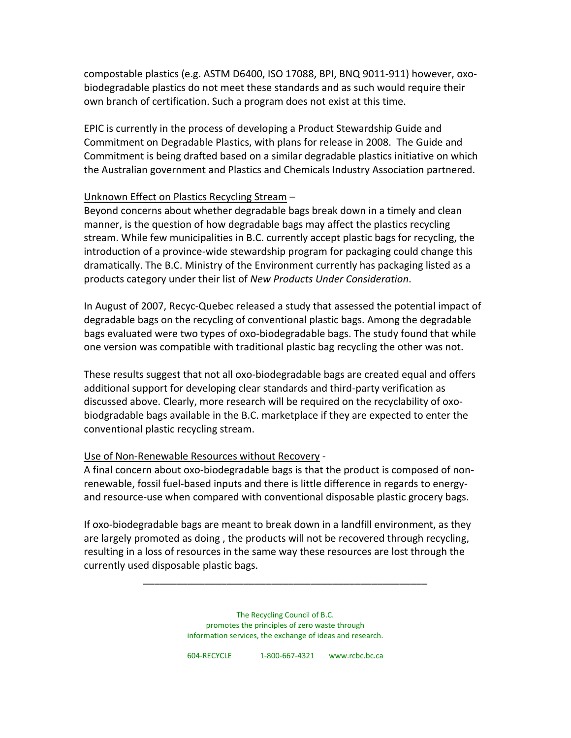compostable plastics (e.g. ASTM D6400, ISO 17088, BPI, BNQ 9011-911) however, oxo-biodegradable plastics do not meet these standards and as such would require their own branch of certification. Such a program does not exist at this time.

EPIC is currently in the process of developing a Product Stewardship Guide and Commitment on Degradable Plastics, with plans for release in 2008. The Guide and Commitment is being drafted based on a similar degradable plastics initiative on which the Australian government and Plastics and Chemicals Industry Association partnered.

Unknown Effect on Plastics Recycling Stream –
Beyond concerns about whether degradable bags break down in a timely and clean manner, is the question of how degradable bags may affect the plastics recycling stream. While few municipalities in B.C. currently accept plastic bags for recycling, the introduction of a province-wide stewardship program for packaging could change this dramatically. The B.C. Ministry of the Environment currently has packaging listed as a products category under their list of *New Products Under Consideration*.

In August of 2007, Recyc-Quebec released a study that assessed the potential impact of degradable bags on the recycling of conventional plastic bags. Among the degradable bags evaluated were two types of oxo-biodegradable bags. The study found that while one version was compatible with traditional plastic bag recycling the other was not.

These results suggest that not all oxo-biodegradable bags are created equal and offers additional support for developing clear standards and third-party verification as discussed above. Clearly, more research will be required on the recyclability of oxo-biodgradable bags available in the B.C. marketplace if they are expected to enter the conventional plastic recycling stream.

Use of Non-Renewable Resources without Recovery -
A final concern about oxo-biodegradable bags is that the product is composed of non-renewable, fossil fuel-based inputs and there is little difference in regards to energy- and resource-use when compared with conventional disposable plastic grocery bags.

If oxo-biodegradable bags are meant to break down in a landfill environment, as they are largely promoted as doing , the products will not be recovered through recycling, resulting in a loss of resources in the same way these resources are lost through the currently used disposable plastic bags.

---

The Recycling Council of B.C.
promotes the principles of zero waste through
information services, the exchange of ideas and research.

604-RECYCLE 1-800-667-4321 www.rcbc.bc.ca